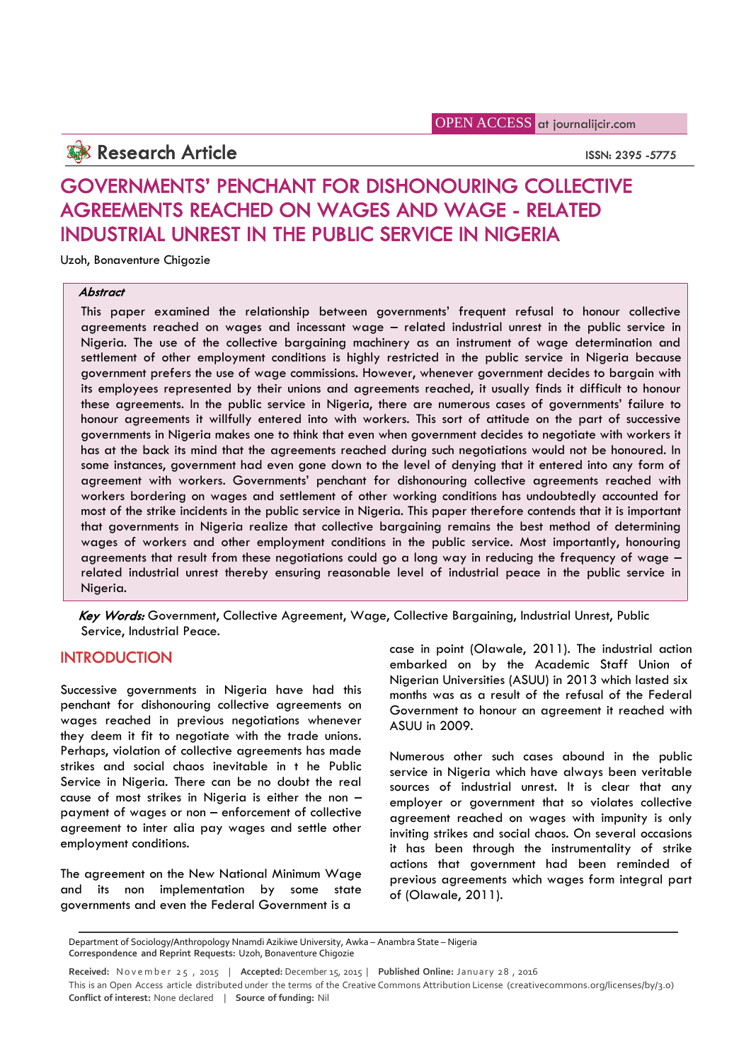# GOVERNMENTS' PENCHANT FOR DISHONOURING COLLECTIVE AGREEMENTS REACHED ON WAGES AND WAGE - RELATED INDUSTRIAL UNREST IN THE PUBLIC SERVICE IN NIGERIA

Uzoh, Bonaventure Chigozie

***Abstract***

This paper examined the relationship between governments' frequent refusal to honour collective agreements reached on wages and incessant wage – related industrial unrest in the public service in Nigeria. The use of the collective bargaining machinery as an instrument of wage determination and settlement of other employment conditions is highly restricted in the public service in Nigeria because government prefers the use of wage commissions. However, whenever government decides to bargain with its employees represented by their unions and agreements reached, it usually finds it difficult to honour these agreements. In the public service in Nigeria, there are numerous cases of governments' failure to honour agreements it willfully entered into with workers. This sort of attitude on the part of successive governments in Nigeria makes one to think that even when government decides to negotiate with workers it has at the back its mind that the agreements reached during such negotiations would not be honoured. In some instances, government had even gone down to the level of denying that it entered into any form of agreement with workers. Governments' penchant for dishonouring collective agreements reached with workers bordering on wages and settlement of other working conditions has undoubtedly accounted for most of the strike incidents in the public service in Nigeria. This paper therefore contends that it is important that governments in Nigeria realize that collective bargaining remains the best method of determining wages of workers and other employment conditions in the public service. Most importantly, honouring agreements that result from these negotiations could go a long way in reducing the frequency of wage – related industrial unrest thereby ensuring reasonable level of industrial peace in the public service in Nigeria.

***Key Words:*** Government, Collective Agreement, Wage, Collective Bargaining, Industrial Unrest, Public Service, Industrial Peace.

## INTRODUCTION

Successive governments in Nigeria have had this penchant for dishonouring collective agreements on wages reached in previous negotiations whenever they deem it fit to negotiate with the trade unions. Perhaps, violation of collective agreements has made strikes and social chaos inevitable in t he Public Service in Nigeria. There can be no doubt the real cause of most strikes in Nigeria is either the non – payment of wages or non – enforcement of collective agreement to inter alia pay wages and settle other employment conditions.

The agreement on the New National Minimum Wage and its non implementation by some state governments and even the Federal Government is a case in point (Olawale, 2011). The industrial action embarked on by the Academic Staff Union of Nigerian Universities (ASUU) in 2013 which lasted six months was as a result of the refusal of the Federal Government to honour an agreement it reached with ASUU in 2009.

Numerous other such cases abound in the public service in Nigeria which have always been veritable sources of industrial unrest. It is clear that any employer or government that so violates collective agreement reached on wages with impunity is only inviting strikes and social chaos. On several occasions it has been through the instrumentality of strike actions that government had been reminded of previous agreements which wages form integral part of (Olawale, 2011).

Department of Sociology/Anthropology Nnamdi Azikiwe University, Awka – Anambra State – Nigeria
**Correspondence and Reprint Requests:** Uzoh, Bonaventure Chigozie

**Received:** November 25, 2015 | **Accepted:** December 15, 2015 | **Published Online:** January 28, 2016
This is an Open Access article distributed under the terms of the Creative Commons Attribution License (creativecommons.org/licenses/by/3.0)
**Conflict of interest:** None declared | **Source of funding:** Nil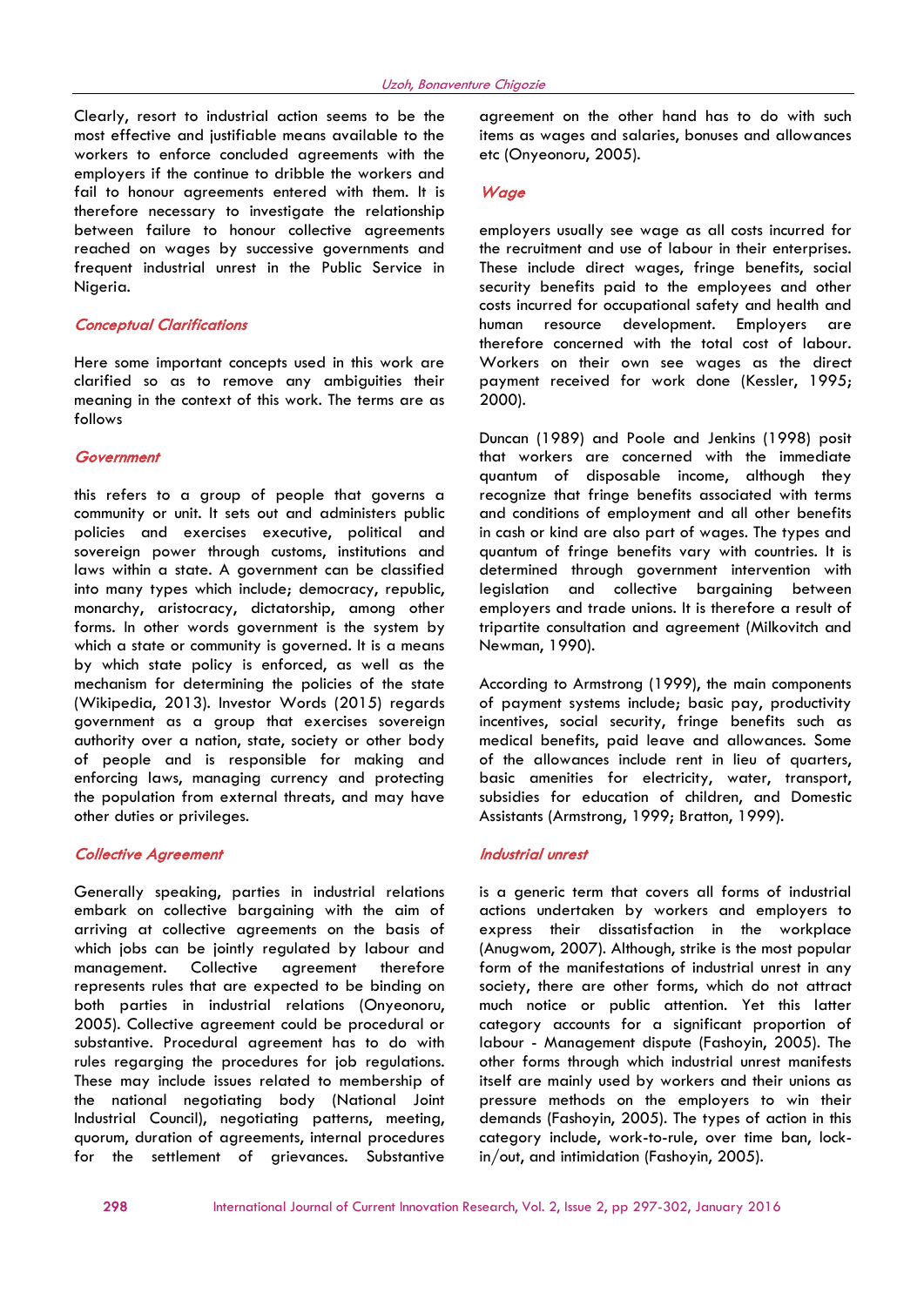Clearly, resort to industrial action seems to be the most effective and justifiable means available to the workers to enforce concluded agreements with the employers if the continue to dribble the workers and fail to honour agreements entered with them. It is therefore necessary to investigate the relationship between failure to honour collective agreements reached on wages by successive governments and frequent industrial unrest in the Public Service in Nigeria.

## Conceptual Clarifications

Here some important concepts used in this work are clarified so as to remove any ambiguities their meaning in the context of this work. The terms are as follows

### Government

this refers to a group of people that governs a community or unit. It sets out and administers public policies and exercises executive, political and sovereign power through customs, institutions and laws within a state. A government can be classified into many types which include; democracy, republic, monarchy, aristocracy, dictatorship, among other forms. In other words government is the system by which a state or community is governed. It is a means by which state policy is enforced, as well as the mechanism for determining the policies of the state (Wikipedia, 2013). Investor Words (2015) regards government as a group that exercises sovereign authority over a nation, state, society or other body of people and is responsible for making and enforcing laws, managing currency and protecting the population from external threats, and may have other duties or privileges.

### Collective Agreement

Generally speaking, parties in industrial relations embark on collective bargaining with the aim of arriving at collective agreements on the basis of which jobs can be jointly regulated by labour and management. Collective agreement therefore represents rules that are expected to be binding on both parties in industrial relations (Onyeonoru, 2005). Collective agreement could be procedural or substantive. Procedural agreement has to do with rules regarging the procedures for job regulations. These may include issues related to membership of the national negotiating body (National Joint Industrial Council), negotiating patterns, meeting, quorum, duration of agreements, internal procedures for the settlement of grievances. Substantive agreement on the other hand has to do with such items as wages and salaries, bonuses and allowances etc (Onyeonoru, 2005).

### Wage

employers usually see wage as all costs incurred for the recruitment and use of labour in their enterprises. These include direct wages, fringe benefits, social security benefits paid to the employees and other costs incurred for occupational safety and health and human resource development. Employers are therefore concerned with the total cost of labour. Workers on their own see wages as the direct payment received for work done (Kessler, 1995; 2000).

Duncan (1989) and Poole and Jenkins (1998) posit that workers are concerned with the immediate quantum of disposable income, although they recognize that fringe benefits associated with terms and conditions of employment and all other benefits in cash or kind are also part of wages. The types and quantum of fringe benefits vary with countries. It is determined through government intervention with legislation and collective bargaining between employers and trade unions. It is therefore a result of tripartite consultation and agreement (Milkovitch and Newman, 1990).

According to Armstrong (1999), the main components of payment systems include; basic pay, productivity incentives, social security, fringe benefits such as medical benefits, paid leave and allowances. Some of the allowances include rent in lieu of quarters, basic amenities for electricity, water, transport, subsidies for education of children, and Domestic Assistants (Armstrong, 1999; Bratton, 1999).

### Industrial unrest

is a generic term that covers all forms of industrial actions undertaken by workers and employers to express their dissatisfaction in the workplace (Anugwom, 2007). Although, strike is the most popular form of the manifestations of industrial unrest in any society, there are other forms, which do not attract much notice or public attention. Yet this latter category accounts for a significant proportion of labour - Management dispute (Fashoyin, 2005). The other forms through which industrial unrest manifests itself are mainly used by workers and their unions as pressure methods on the employers to win their demands (Fashoyin, 2005). The types of action in this category include, work-to-rule, over time ban, lock-in/out, and intimidation (Fashoyin, 2005).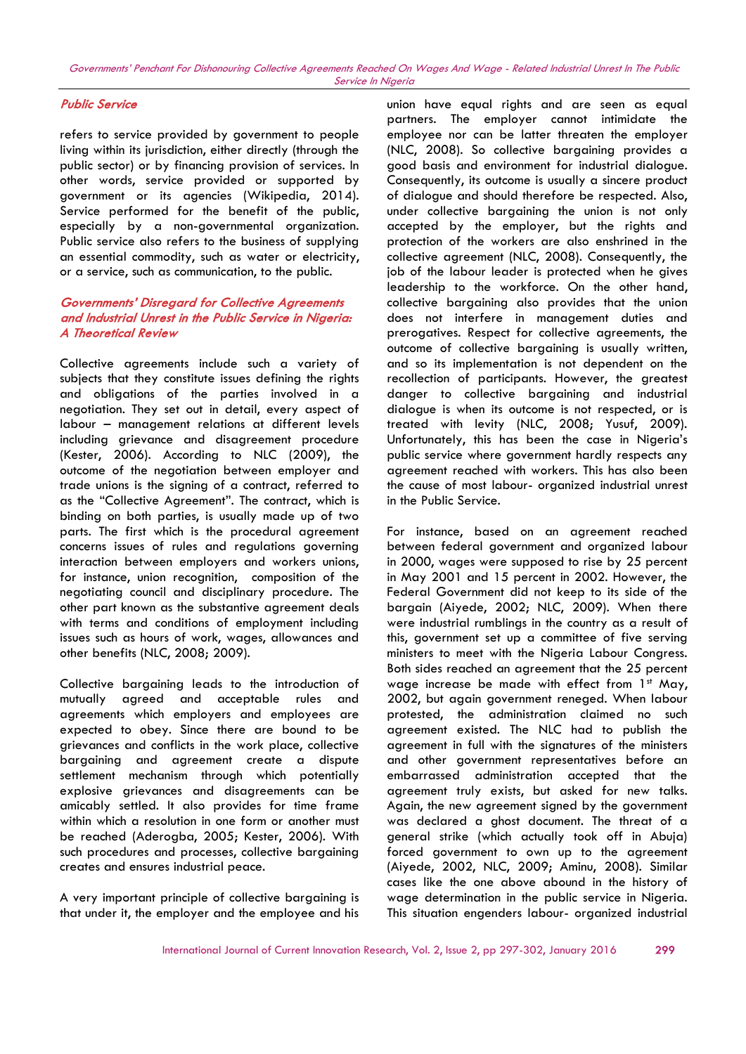### Public Service

refers to service provided by government to people living within its jurisdiction, either directly (through the public sector) or by financing provision of services. In other words, service provided or supported by government or its agencies (Wikipedia, 2014). Service performed for the benefit of the public, especially by a non-governmental organization. Public service also refers to the business of supplying an essential commodity, such as water or electricity, or a service, such as communication, to the public.

### Governments' Disregard for Collective Agreements and Industrial Unrest in the Public Service in Nigeria: A Theoretical Review

Collective agreements include such a variety of subjects that they constitute issues defining the rights and obligations of the parties involved in a negotiation. They set out in detail, every aspect of labour – management relations at different levels including grievance and disagreement procedure (Kester, 2006). According to NLC (2009), the outcome of the negotiation between employer and trade unions is the signing of a contract, referred to as the "Collective Agreement". The contract, which is binding on both parties, is usually made up of two parts. The first which is the procedural agreement concerns issues of rules and regulations governing interaction between employers and workers unions, for instance, union recognition, composition of the negotiating council and disciplinary procedure. The other part known as the substantive agreement deals with terms and conditions of employment including issues such as hours of work, wages, allowances and other benefits (NLC, 2008; 2009).

Collective bargaining leads to the introduction of mutually agreed and acceptable rules and agreements which employers and employees are expected to obey. Since there are bound to be grievances and conflicts in the work place, collective bargaining and agreement create a dispute settlement mechanism through which potentially explosive grievances and disagreements can be amicably settled. It also provides for time frame within which a resolution in one form or another must be reached (Aderogba, 2005; Kester, 2006). With such procedures and processes, collective bargaining creates and ensures industrial peace.

A very important principle of collective bargaining is that under it, the employer and the employee and his union have equal rights and are seen as equal partners. The employer cannot intimidate the employee nor can be latter threaten the employer (NLC, 2008). So collective bargaining provides a good basis and environment for industrial dialogue. Consequently, its outcome is usually a sincere product of dialogue and should therefore be respected. Also, under collective bargaining the union is not only accepted by the employer, but the rights and protection of the workers are also enshrined in the collective agreement (NLC, 2008). Consequently, the job of the labour leader is protected when he gives leadership to the workforce. On the other hand, collective bargaining also provides that the union does not interfere in management duties and prerogatives. Respect for collective agreements, the outcome of collective bargaining is usually written, and so its implementation is not dependent on the recollection of participants. However, the greatest danger to collective bargaining and industrial dialogue is when its outcome is not respected, or is treated with levity (NLC, 2008; Yusuf, 2009). Unfortunately, this has been the case in Nigeria's public service where government hardly respects any agreement reached with workers. This has also been the cause of most labour- organized industrial unrest in the Public Service.

For instance, based on an agreement reached between federal government and organized labour in 2000, wages were supposed to rise by 25 percent in May 2001 and 15 percent in 2002. However, the Federal Government did not keep to its side of the bargain (Aiyede, 2002; NLC, 2009). When there were industrial rumblings in the country as a result of this, government set up a committee of five serving ministers to meet with the Nigeria Labour Congress. Both sides reached an agreement that the 25 percent wage increase be made with effect from 1st May, 2002, but again government reneged. When labour protested, the administration claimed no such agreement existed. The NLC had to publish the agreement in full with the signatures of the ministers and other government representatives before an embarrassed administration accepted that the agreement truly exists, but asked for new talks. Again, the new agreement signed by the government was declared a ghost document. The threat of a general strike (which actually took off in Abuja) forced government to own up to the agreement (Aiyede, 2002, NLC, 2009; Aminu, 2008). Similar cases like the one above abound in the history of wage determination in the public service in Nigeria. This situation engenders labour- organized industrial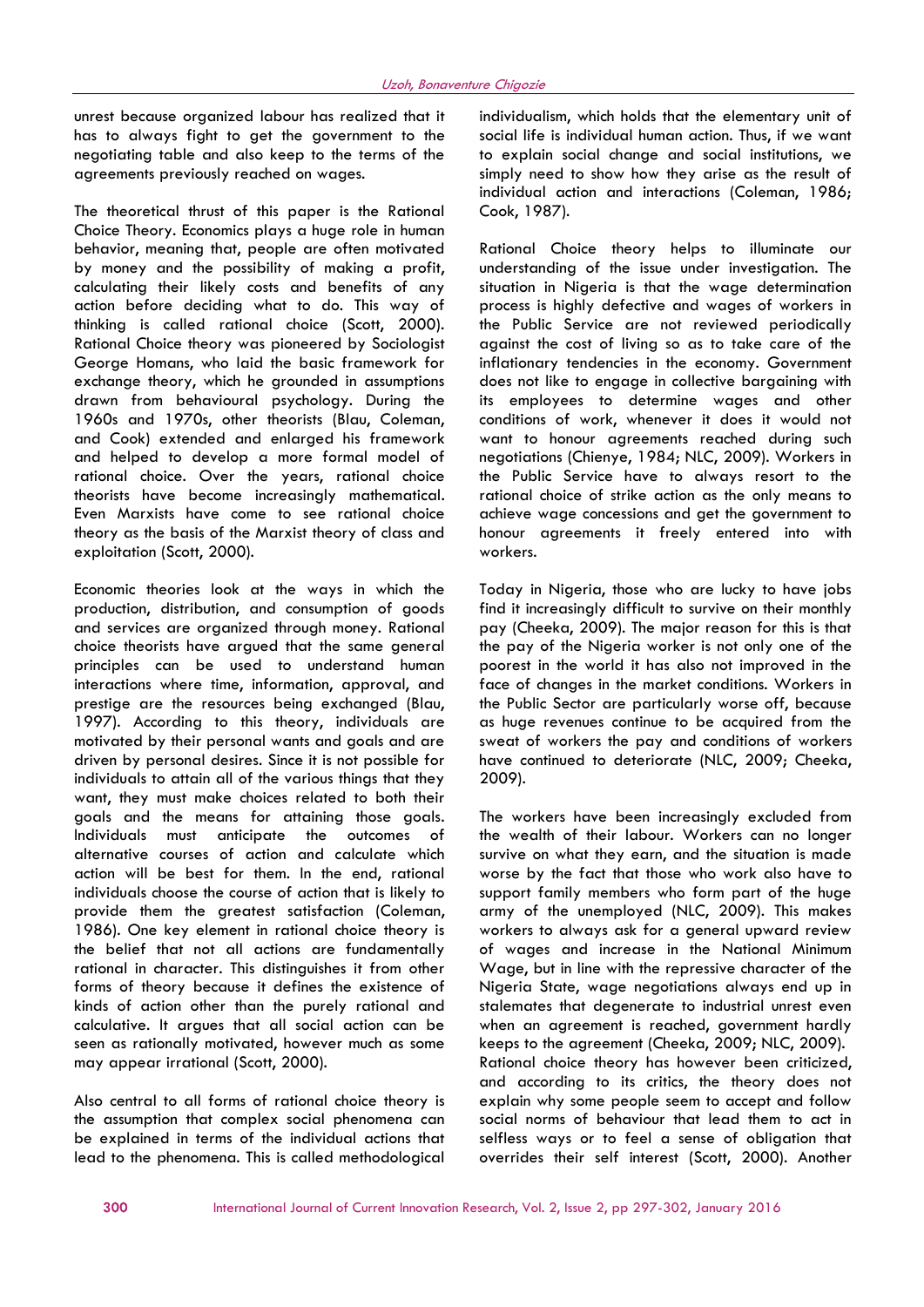unrest because organized labour has realized that it has to always fight to get the government to the negotiating table and also keep to the terms of the agreements previously reached on wages.

The theoretical thrust of this paper is the Rational Choice Theory. Economics plays a huge role in human behavior, meaning that, people are often motivated by money and the possibility of making a profit, calculating their likely costs and benefits of any action before deciding what to do. This way of thinking is called rational choice (Scott, 2000). Rational Choice theory was pioneered by Sociologist George Homans, who laid the basic framework for exchange theory, which he grounded in assumptions drawn from behavioural psychology. During the 1960s and 1970s, other theorists (Blau, Coleman, and Cook) extended and enlarged his framework and helped to develop a more formal model of rational choice. Over the years, rational choice theorists have become increasingly mathematical. Even Marxists have come to see rational choice theory as the basis of the Marxist theory of class and exploitation (Scott, 2000).

Economic theories look at the ways in which the production, distribution, and consumption of goods and services are organized through money. Rational choice theorists have argued that the same general principles can be used to understand human interactions where time, information, approval, and prestige are the resources being exchanged (Blau, 1997). According to this theory, individuals are motivated by their personal wants and goals and are driven by personal desires. Since it is not possible for individuals to attain all of the various things that they want, they must make choices related to both their goals and the means for attaining those goals. Individuals must anticipate the outcomes of alternative courses of action and calculate which action will be best for them. In the end, rational individuals choose the course of action that is likely to provide them the greatest satisfaction (Coleman, 1986). One key element in rational choice theory is the belief that not all actions are fundamentally rational in character. This distinguishes it from other forms of theory because it defines the existence of kinds of action other than the purely rational and calculative. It argues that all social action can be seen as rationally motivated, however much as some may appear irrational (Scott, 2000).

Also central to all forms of rational choice theory is the assumption that complex social phenomena can be explained in terms of the individual actions that lead to the phenomena. This is called methodological individualism, which holds that the elementary unit of social life is individual human action. Thus, if we want to explain social change and social institutions, we simply need to show how they arise as the result of individual action and interactions (Coleman, 1986; Cook, 1987).

Rational Choice theory helps to illuminate our understanding of the issue under investigation. The situation in Nigeria is that the wage determination process is highly defective and wages of workers in the Public Service are not reviewed periodically against the cost of living so as to take care of the inflationary tendencies in the economy. Government does not like to engage in collective bargaining with its employees to determine wages and other conditions of work, whenever it does it would not want to honour agreements reached during such negotiations (Chienye, 1984; NLC, 2009). Workers in the Public Service have to always resort to the rational choice of strike action as the only means to achieve wage concessions and get the government to honour agreements it freely entered into with workers.

Today in Nigeria, those who are lucky to have jobs find it increasingly difficult to survive on their monthly pay (Cheeka, 2009). The major reason for this is that the pay of the Nigeria worker is not only one of the poorest in the world it has also not improved in the face of changes in the market conditions. Workers in the Public Sector are particularly worse off, because as huge revenues continue to be acquired from the sweat of workers the pay and conditions of workers have continued to deteriorate (NLC, 2009; Cheeka, 2009).

The workers have been increasingly excluded from the wealth of their labour. Workers can no longer survive on what they earn, and the situation is made worse by the fact that those who work also have to support family members who form part of the huge army of the unemployed (NLC, 2009). This makes workers to always ask for a general upward review of wages and increase in the National Minimum Wage, but in line with the repressive character of the Nigeria State, wage negotiations always end up in stalemates that degenerate to industrial unrest even when an agreement is reached, government hardly keeps to the agreement (Cheeka, 2009; NLC, 2009).

Rational choice theory has however been criticized, and according to its critics, the theory does not explain why some people seem to accept and follow social norms of behaviour that lead them to act in selfless ways or to feel a sense of obligation that overrides their self interest (Scott, 2000). Another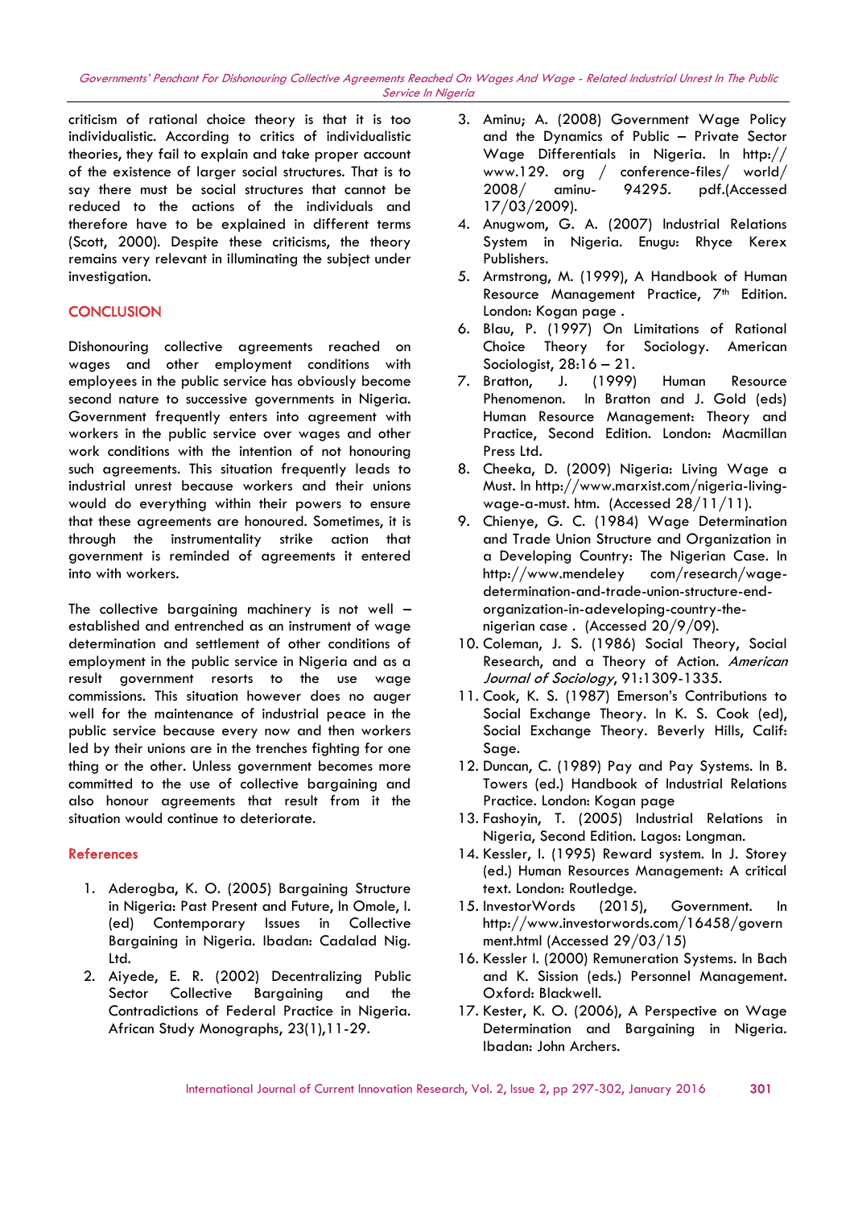criticism of rational choice theory is that it is too individualistic. According to critics of individualistic theories, they fail to explain and take proper account of the existence of larger social structures. That is to say there must be social structures that cannot be reduced to the actions of the individuals and therefore have to be explained in different terms (Scott, 2000). Despite these criticisms, the theory remains very relevant in illuminating the subject under investigation.

## CONCLUSION

Dishonouring collective agreements reached on wages and other employment conditions with employees in the public service has obviously become second nature to successive governments in Nigeria. Government frequently enters into agreement with workers in the public service over wages and other work conditions with the intention of not honouring such agreements. This situation frequently leads to industrial unrest because workers and their unions would do everything within their powers to ensure that these agreements are honoured. Sometimes, it is through the instrumentality strike action that government is reminded of agreements it entered into with workers.

The collective bargaining machinery is not well – established and entrenched as an instrument of wage determination and settlement of other conditions of employment in the public service in Nigeria and as a result government resorts to the use wage commissions. This situation however does no auger well for the maintenance of industrial peace in the public service because every now and then workers led by their unions are in the trenches fighting for one thing or the other. Unless government becomes more committed to the use of collective bargaining and also honour agreements that result from it the situation would continue to deteriorate.

## References

1. Aderogba, K. O. (2005) Bargaining Structure in Nigeria: Past Present and Future, In Omole, I. (ed) Contemporary Issues in Collective Bargaining in Nigeria. Ibadan: Cadalad Nig. Ltd.
2. Aiyede, E. R. (2002) Decentralizing Public Sector Collective Bargaining and the Contradictions of Federal Practice in Nigeria. African Study Monographs, 23(1),11-29.
3. Aminu; A. (2008) Government Wage Policy and the Dynamics of Public – Private Sector Wage Differentials in Nigeria. In http:// www.129. org / conference-files/ world/ 2008/ aminu- 94295. pdf.(Accessed 17/03/2009).
4. Anugwom, G. A. (2007) Industrial Relations System in Nigeria. Enugu: Rhyce Kerex Publishers.
5. Armstrong, M. (1999), A Handbook of Human Resource Management Practice, 7th Edition. London: Kogan page .
6. Blau, P. (1997) On Limitations of Rational Choice Theory for Sociology. American Sociologist, 28:16 – 21.
7. Bratton, J. (1999) Human Resource Phenomenon. In Bratton and J. Gold (eds) Human Resource Management: Theory and Practice, Second Edition. London: Macmillan Press Ltd.
8. Cheeka, D. (2009) Nigeria: Living Wage a Must. In http://www.marxist.com/nigeria-living-wage-a-must. htm. (Accessed 28/11/11).
9. Chienye, G. C. (1984) Wage Determination and Trade Union Structure and Organization in a Developing Country: The Nigerian Case. In http://www.mendeley com/research/wage-determination-and-trade-union-structure-end-organization-in-adeveloping-country-the-nigerian case . (Accessed 20/9/09).
10. Coleman, J. S. (1986) Social Theory, Social Research, and a Theory of Action. *American Journal of Sociology*, 91:1309-1335.
11. Cook, K. S. (1987) Emerson's Contributions to Social Exchange Theory. In K. S. Cook (ed), Social Exchange Theory. Beverly Hills, Calif: Sage.
12. Duncan, C. (1989) Pay and Pay Systems. In B. Towers (ed.) Handbook of Industrial Relations Practice. London: Kogan page
13. Fashoyin, T. (2005) Industrial Relations in Nigeria, Second Edition. Lagos: Longman.
14. Kessler, I. (1995) Reward system. In J. Storey (ed.) Human Resources Management: A critical text. London: Routledge.
15. InvestorWords (2015), Government. In http://www.investorwords.com/16458/government.html (Accessed 29/03/15)
16. Kessler I. (2000) Remuneration Systems. In Bach and K. Sission (eds.) Personnel Management. Oxford: Blackwell.
17. Kester, K. O. (2006), A Perspective on Wage Determination and Bargaining in Nigeria. Ibadan: John Archers.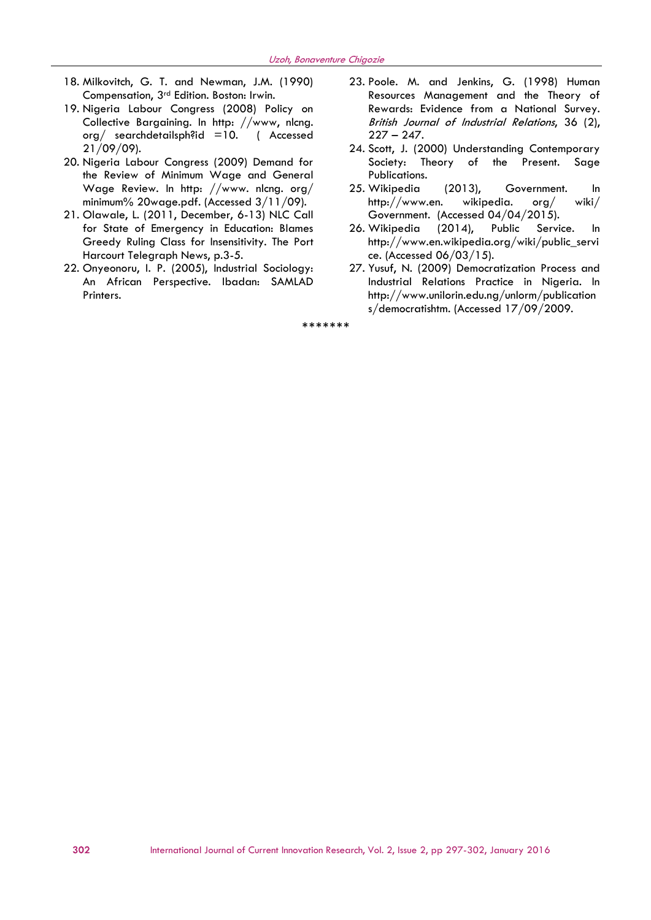18. Milkovitch, G. T. and Newman, J.M. (1990) Compensation, 3rd Edition. Boston: Irwin.
19. Nigeria Labour Congress (2008) Policy on Collective Bargaining. In http: //www, nlcng. org/ searchdetailsph?id =10. ( Accessed 21/09/09).
20. Nigeria Labour Congress (2009) Demand for the Review of Minimum Wage and General Wage Review. In http: //www. nlcng. org/ minimum% 20wage.pdf. (Accessed 3/11/09).
21. Olawale, L. (2011, December, 6-13) NLC Call for State of Emergency in Education: Blames Greedy Ruling Class for Insensitivity. The Port Harcourt Telegraph News, p.3-5.
22. Onyeonoru, I. P. (2005), Industrial Sociology: An African Perspective. Ibadan: SAMLAD Printers.
23. Poole. M. and Jenkins, G. (1998) Human Resources Management and the Theory of Rewards: Evidence from a National Survey. *British Journal of Industrial Relations*, 36 (2), 227 – 247.
24. Scott, J. (2000) Understanding Contemporary Society: Theory of the Present. Sage Publications.
25. Wikipedia (2013), Government. In http://www.en. wikipedia. org/ wiki/ Government. (Accessed 04/04/2015).
26. Wikipedia (2014), Public Service. In http://www.en.wikipedia.org/wiki/public_service. (Accessed 06/03/15).
27. Yusuf, N. (2009) Democratization Process and Industrial Relations Practice in Nigeria. In http://www.unilorin.edu.ng/unlorm/publications/democratishtm. (Accessed 17/09/2009.

*******